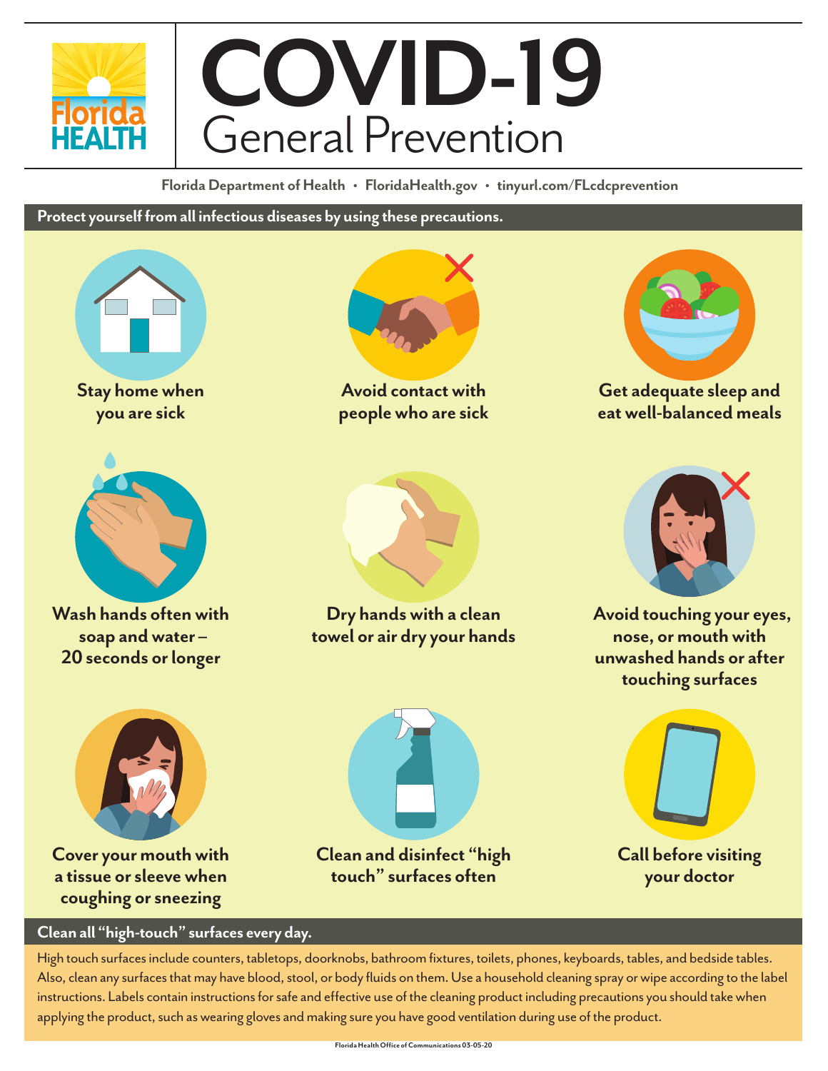# COVID-19

## General Prevention

Florida Department of Health • FloridaHealth.gov • tinyurl.com/FLcdcprevention

**Protect yourself from all infectious diseases by using these precautions.**

- **Stay home when you are sick**
- **Avoid contact with people who are sick**
- **Get adequate sleep and eat well-balanced meals**
- **Wash hands often with soap and water – 20 seconds or longer**
- **Dry hands with a clean towel or air dry your hands**
- **Avoid touching your eyes, nose, or mouth with unwashed hands or after touching surfaces**
- **Cover your mouth with a tissue or sleeve when coughing or sneezing**
- **Clean and disinfect "high touch" surfaces often**
- **Call before visiting your doctor**

**Clean all "high-touch" surfaces every day.**

High touch surfaces include counters, tabletops, doorknobs, bathroom fixtures, toilets, phones, keyboards, tables, and bedside tables. Also, clean any surfaces that may have blood, stool, or body fluids on them. Use a household cleaning spray or wipe according to the label instructions. Labels contain instructions for safe and effective use of the cleaning product including precautions you should take when applying the product, such as wearing gloves and making sure you have good ventilation during use of the product.

Florida Health Office of Communications 03-05-20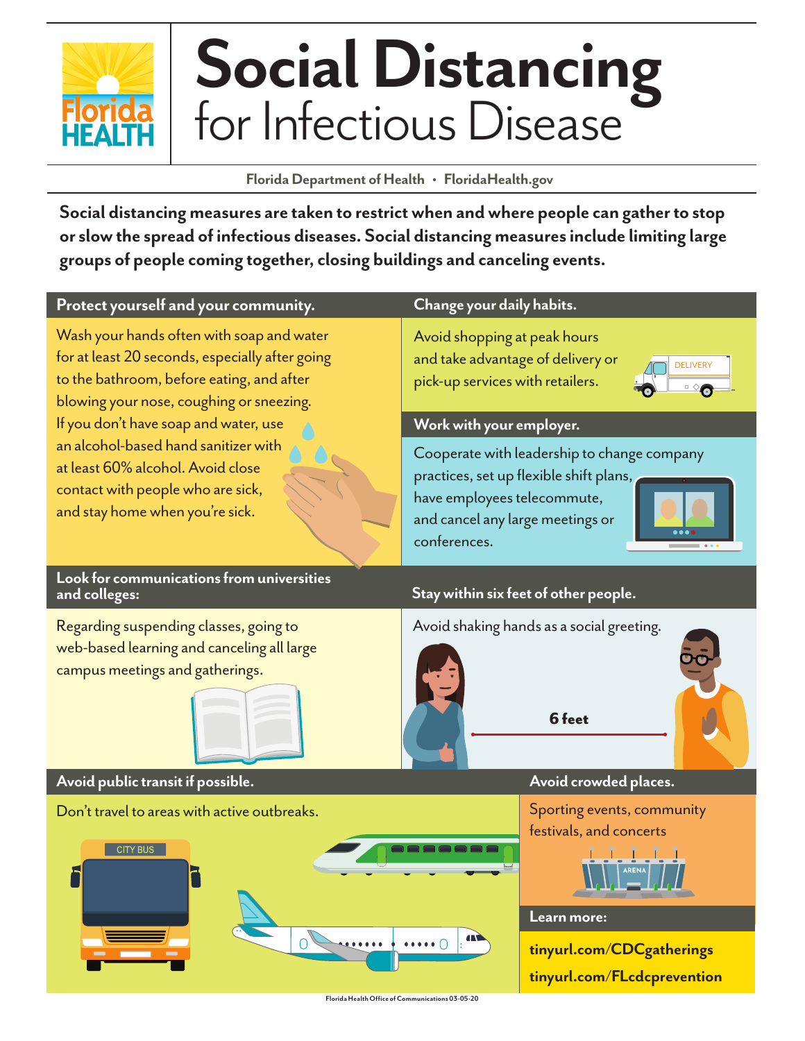Florida HEALTH

# Social Distancing
## for Infectious Disease

Florida Department of Health • FloridaHealth.gov

**Social distancing measures are taken to restrict when and where people can gather to stop or slow the spread of infectious diseases. Social distancing measures include limiting large groups of people coming together, closing buildings and canceling events.**

### Protect yourself and your community.

Wash your hands often with soap and water for at least 20 seconds, especially after going to the bathroom, before eating, and after blowing your nose, coughing or sneezing. If you don't have soap and water, use an alcohol-based hand sanitizer with at least 60% alcohol. Avoid close contact with people who are sick, and stay home when you're sick.

### Change your daily habits.

Avoid shopping at peak hours and take advantage of delivery or pick-up services with retailers.

### Work with your employer.

Cooperate with leadership to change company practices, set up flexible shift plans, have employees telecommute, and cancel any large meetings or conferences.

### Look for communications from universities and colleges:

Regarding suspending classes, going to web-based learning and canceling all large campus meetings and gatherings.

### Stay within six feet of other people.

Avoid shaking hands as a social greeting.

6 feet

### Avoid public transit if possible.

Don't travel to areas with active outbreaks.

### Avoid crowded places.

Sporting events, community festivals, and concerts

### Learn more:

tinyurl.com/CDCgatherings

tinyurl.com/FLcdcprevention

Florida Health Office of Communications 03-05-20